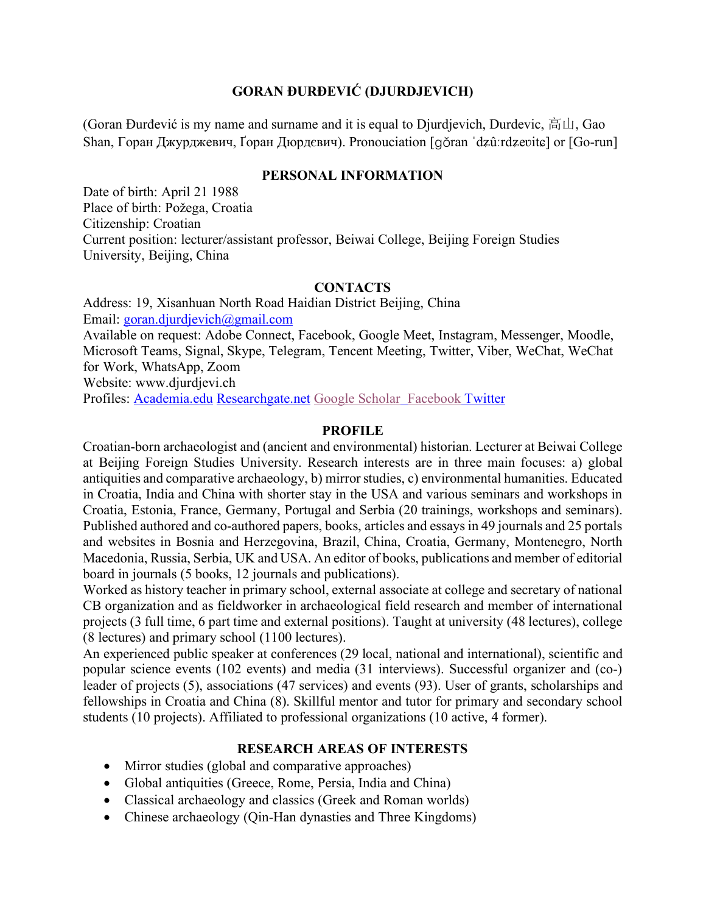# GORAN ĐURĐEVIĆ (DJURDJEVICH)

(Goran Đurđević is my name and surname and it is equal to Djurdjevich, Durdevic, 高山, Gao Shan, Горан Джурджевич, Ґоран Дюрдєвич). Pronouciation [gǒran ˈdʑûːrdʑeʋitɕ] or [Go-run]

## PERSONAL INFORMATION

Date of birth: April 21 1988
Place of birth: Požega, Croatia
Citizenship: Croatian
Current position: lecturer/assistant professor, Beiwai College, Beijing Foreign Studies University, Beijing, China

## CONTACTS

Address: 19, Xisanhuan North Road Haidian District Beijing, China
Email: goran.djurdjevich@gmail.com
Available on request: Adobe Connect, Facebook, Google Meet, Instagram, Messenger, Moodle, Microsoft Teams, Signal, Skype, Telegram, Tencent Meeting, Twitter, Viber, WeChat, WeChat for Work, WhatsApp, Zoom
Website: www.djurdjevi.ch
Profiles: Academia.edu Researchgate.net Google Scholar Facebook Twitter

## PROFILE

Croatian-born archaeologist and (ancient and environmental) historian. Lecturer at Beiwai College at Beijing Foreign Studies University. Research interests are in three main focuses: a) global antiquities and comparative archaeology, b) mirror studies, c) environmental humanities. Educated in Croatia, India and China with shorter stay in the USA and various seminars and workshops in Croatia, Estonia, France, Germany, Portugal and Serbia (20 trainings, workshops and seminars). Published authored and co-authored papers, books, articles and essays in 49 journals and 25 portals and websites in Bosnia and Herzegovina, Brazil, China, Croatia, Germany, Montenegro, North Macedonia, Russia, Serbia, UK and USA. An editor of books, publications and member of editorial board in journals (5 books, 12 journals and publications).

Worked as history teacher in primary school, external associate at college and secretary of national CB organization and as fieldworker in archaeological field research and member of international projects (3 full time, 6 part time and external positions). Taught at university (48 lectures), college (8 lectures) and primary school (1100 lectures).

An experienced public speaker at conferences (29 local, national and international), scientific and popular science events (102 events) and media (31 interviews). Successful organizer and (co-) leader of projects (5), associations (47 services) and events (93). User of grants, scholarships and fellowships in Croatia and China (8). Skillful mentor and tutor for primary and secondary school students (10 projects). Affiliated to professional organizations (10 active, 4 former).

## RESEARCH AREAS OF INTERESTS

- Mirror studies (global and comparative approaches)
- Global antiquities (Greece, Rome, Persia, India and China)
- Classical archaeology and classics (Greek and Roman worlds)
- Chinese archaeology (Qin-Han dynasties and Three Kingdoms)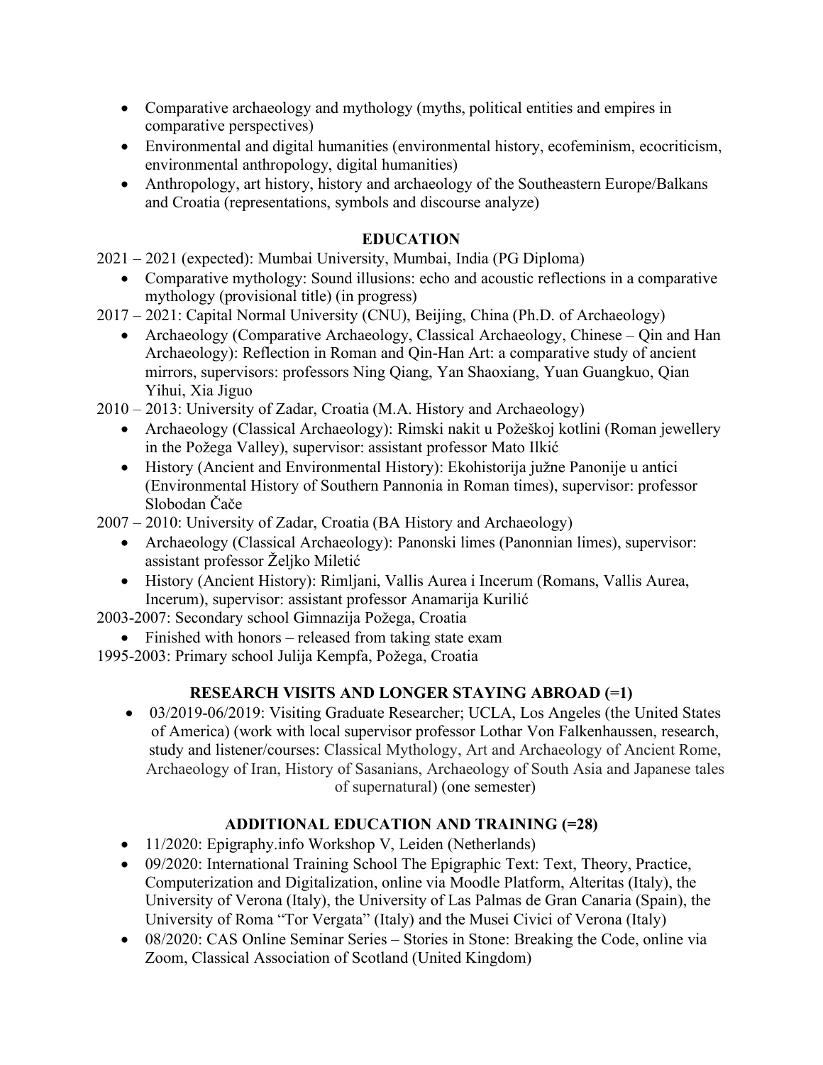- Comparative archaeology and mythology (myths, political entities and empires in comparative perspectives)
- Environmental and digital humanities (environmental history, ecofeminism, ecocriticism, environmental anthropology, digital humanities)
- Anthropology, art history, history and archaeology of the Southeastern Europe/Balkans and Croatia (representations, symbols and discourse analyze)

## EDUCATION

2021 – 2021 (expected): Mumbai University, Mumbai, India (PG Diploma)

- Comparative mythology: Sound illusions: echo and acoustic reflections in a comparative mythology (provisional title) (in progress)

2017 – 2021: Capital Normal University (CNU), Beijing, China (Ph.D. of Archaeology)

- Archaeology (Comparative Archaeology, Classical Archaeology, Chinese – Qin and Han Archaeology): Reflection in Roman and Qin-Han Art: a comparative study of ancient mirrors, supervisors: professors Ning Qiang, Yan Shaoxiang, Yuan Guangkuo, Qian Yihui, Xia Jiguo

2010 – 2013: University of Zadar, Croatia (M.A. History and Archaeology)

- Archaeology (Classical Archaeology): Rimski nakit u Požeškoj kotlini (Roman jewellery in the Požega Valley), supervisor: assistant professor Mato Ilkić
- History (Ancient and Environmental History): Ekohistorija južne Panonije u antici (Environmental History of Southern Pannonia in Roman times), supervisor: professor Slobodan Čače

2007 – 2010: University of Zadar, Croatia (BA History and Archaeology)

- Archaeology (Classical Archaeology): Panonski limes (Panonnian limes), supervisor: assistant professor Željko Miletić
- History (Ancient History): Rimljani, Vallis Aurea i Incerum (Romans, Vallis Aurea, Incerum), supervisor: assistant professor Anamarija Kurilić

2003-2007: Secondary school Gimnazija Požega, Croatia

- Finished with honors – released from taking state exam

1995-2003: Primary school Julija Kempfa, Požega, Croatia

## RESEARCH VISITS AND LONGER STAYING ABROAD (=1)

- 03/2019-06/2019: Visiting Graduate Researcher; UCLA, Los Angeles (the United States of America) (work with local supervisor professor Lothar Von Falkenhaussen, research, study and listener/courses: Classical Mythology, Art and Archaeology of Ancient Rome, Archaeology of Iran, History of Sasanians, Archaeology of South Asia and Japanese tales of supernatural) (one semester)

## ADDITIONAL EDUCATION AND TRAINING (=28)

- 11/2020: Epigraphy.info Workshop V, Leiden (Netherlands)
- 09/2020: International Training School The Epigraphic Text: Text, Theory, Practice, Computerization and Digitalization, online via Moodle Platform, Alteritas (Italy), the University of Verona (Italy), the University of Las Palmas de Gran Canaria (Spain), the University of Roma "Tor Vergata" (Italy) and the Musei Civici of Verona (Italy)
- 08/2020: CAS Online Seminar Series – Stories in Stone: Breaking the Code, online via Zoom, Classical Association of Scotland (United Kingdom)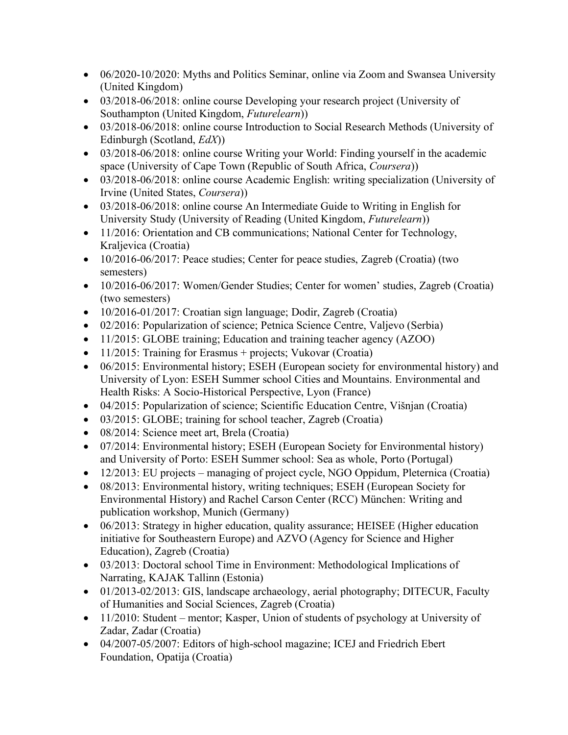- 06/2020-10/2020: Myths and Politics Seminar, online via Zoom and Swansea University (United Kingdom)
- 03/2018-06/2018: online course Developing your research project (University of Southampton (United Kingdom, *Futurelearn*))
- 03/2018-06/2018: online course Introduction to Social Research Methods (University of Edinburgh (Scotland, *EdX*))
- 03/2018-06/2018: online course Writing your World: Finding yourself in the academic space (University of Cape Town (Republic of South Africa, *Coursera*))
- 03/2018-06/2018: online course Academic English: writing specialization (University of Irvine (United States, *Coursera*))
- 03/2018-06/2018: online course An Intermediate Guide to Writing in English for University Study (University of Reading (United Kingdom, *Futurelearn*))
- 11/2016: Orientation and CB communications; National Center for Technology, Kraljevica (Croatia)
- 10/2016-06/2017: Peace studies; Center for peace studies, Zagreb (Croatia) (two semesters)
- 10/2016-06/2017: Women/Gender Studies; Center for women' studies, Zagreb (Croatia) (two semesters)
- 10/2016-01/2017: Croatian sign language; Dodir, Zagreb (Croatia)
- 02/2016: Popularization of science; Petnica Science Centre, Valjevo (Serbia)
- 11/2015: GLOBE training; Education and training teacher agency (AZOO)
- 11/2015: Training for Erasmus + projects; Vukovar (Croatia)
- 06/2015: Environmental history; ESEH (European society for environmental history) and University of Lyon: ESEH Summer school Cities and Mountains. Environmental and Health Risks: A Socio-Historical Perspective, Lyon (France)
- 04/2015: Popularization of science; Scientific Education Centre, Višnjan (Croatia)
- 03/2015: GLOBE; training for school teacher, Zagreb (Croatia)
- 08/2014: Science meet art, Brela (Croatia)
- 07/2014: Environmental history; ESEH (European Society for Environmental history) and University of Porto: ESEH Summer school: Sea as whole, Porto (Portugal)
- 12/2013: EU projects – managing of project cycle, NGO Oppidum, Pleternica (Croatia)
- 08/2013: Environmental history, writing techniques; ESEH (European Society for Environmental History) and Rachel Carson Center (RCC) München: Writing and publication workshop, Munich (Germany)
- 06/2013: Strategy in higher education, quality assurance; HEISEE (Higher education initiative for Southeastern Europe) and AZVO (Agency for Science and Higher Education), Zagreb (Croatia)
- 03/2013: Doctoral school Time in Environment: Methodological Implications of Narrating, KAJAK Tallinn (Estonia)
- 01/2013-02/2013: GIS, landscape archaeology, aerial photography; DITECUR, Faculty of Humanities and Social Sciences, Zagreb (Croatia)
- 11/2010: Student – mentor; Kasper, Union of students of psychology at University of Zadar, Zadar (Croatia)
- 04/2007-05/2007: Editors of high-school magazine; ICEJ and Friedrich Ebert Foundation, Opatija (Croatia)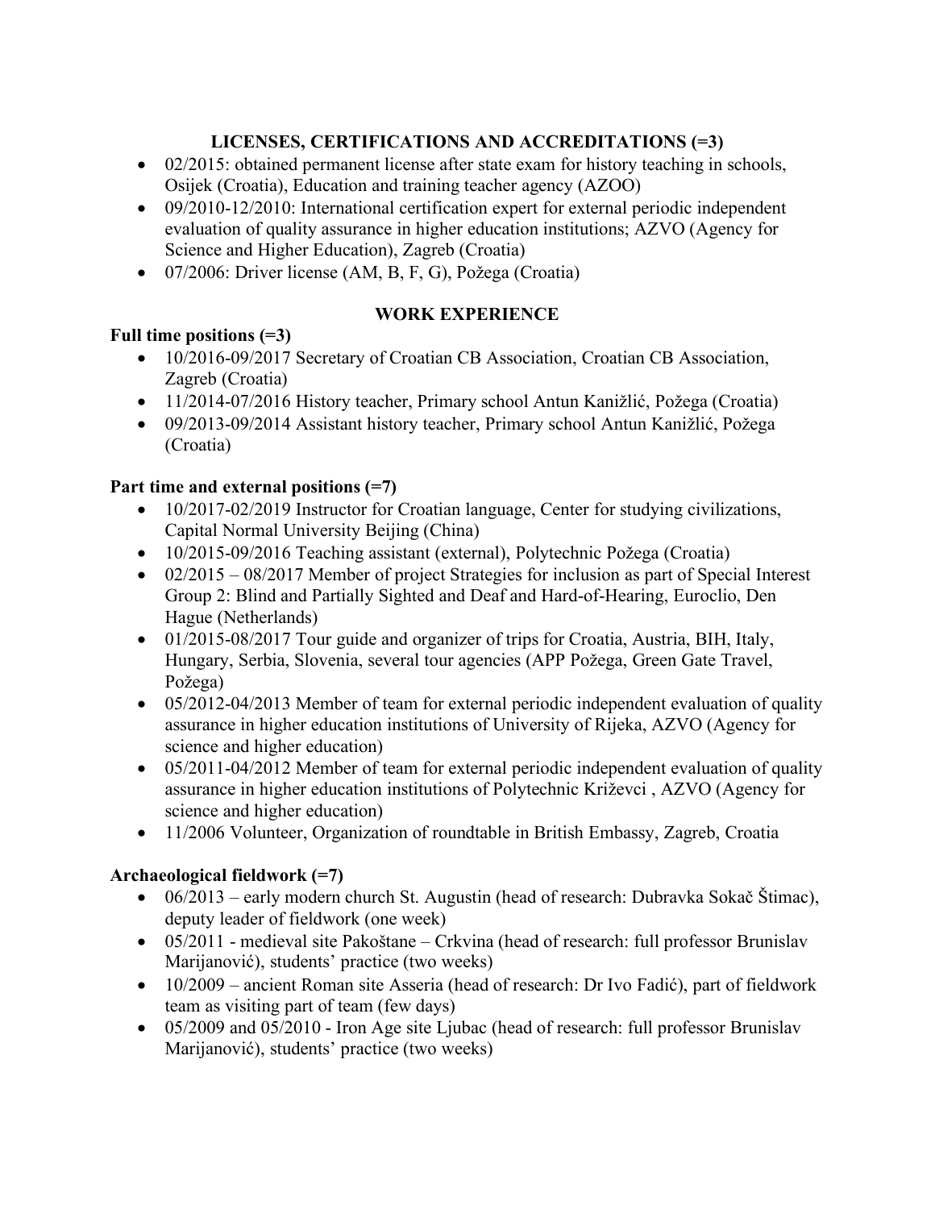## LICENSES, CERTIFICATIONS AND ACCREDITATIONS (=3)

- 02/2015: obtained permanent license after state exam for history teaching in schools, Osijek (Croatia), Education and training teacher agency (AZOO)
- 09/2010-12/2010: International certification expert for external periodic independent evaluation of quality assurance in higher education institutions; AZVO (Agency for Science and Higher Education), Zagreb (Croatia)
- 07/2006: Driver license (AM, B, F, G), Požega (Croatia)

## WORK EXPERIENCE

### Full time positions (=3)

- 10/2016-09/2017 Secretary of Croatian CB Association, Croatian CB Association, Zagreb (Croatia)
- 11/2014-07/2016 History teacher, Primary school Antun Kanižlić, Požega (Croatia)
- 09/2013-09/2014 Assistant history teacher, Primary school Antun Kanižlić, Požega (Croatia)

### Part time and external positions (=7)

- 10/2017-02/2019 Instructor for Croatian language, Center for studying civilizations, Capital Normal University Beijing (China)
- 10/2015-09/2016 Teaching assistant (external), Polytechnic Požega (Croatia)
- 02/2015 – 08/2017 Member of project Strategies for inclusion as part of Special Interest Group 2: Blind and Partially Sighted and Deaf and Hard-of-Hearing, Euroclio, Den Hague (Netherlands)
- 01/2015-08/2017 Tour guide and organizer of trips for Croatia, Austria, BIH, Italy, Hungary, Serbia, Slovenia, several tour agencies (APP Požega, Green Gate Travel, Požega)
- 05/2012-04/2013 Member of team for external periodic independent evaluation of quality assurance in higher education institutions of University of Rijeka, AZVO (Agency for science and higher education)
- 05/2011-04/2012 Member of team for external periodic independent evaluation of quality assurance in higher education institutions of Polytechnic Križevci , AZVO (Agency for science and higher education)
- 11/2006 Volunteer, Organization of roundtable in British Embassy, Zagreb, Croatia

### Archaeological fieldwork (=7)

- 06/2013 – early modern church St. Augustin (head of research: Dubravka Sokač Štimac), deputy leader of fieldwork (one week)
- 05/2011 - medieval site Pakoštane – Crkvina (head of research: full professor Brunislav Marijanović), students' practice (two weeks)
- 10/2009 – ancient Roman site Asseria (head of research: Dr Ivo Fadić), part of fieldwork team as visiting part of team (few days)
- 05/2009 and 05/2010 - Iron Age site Ljubac (head of research: full professor Brunislav Marijanović), students' practice (two weeks)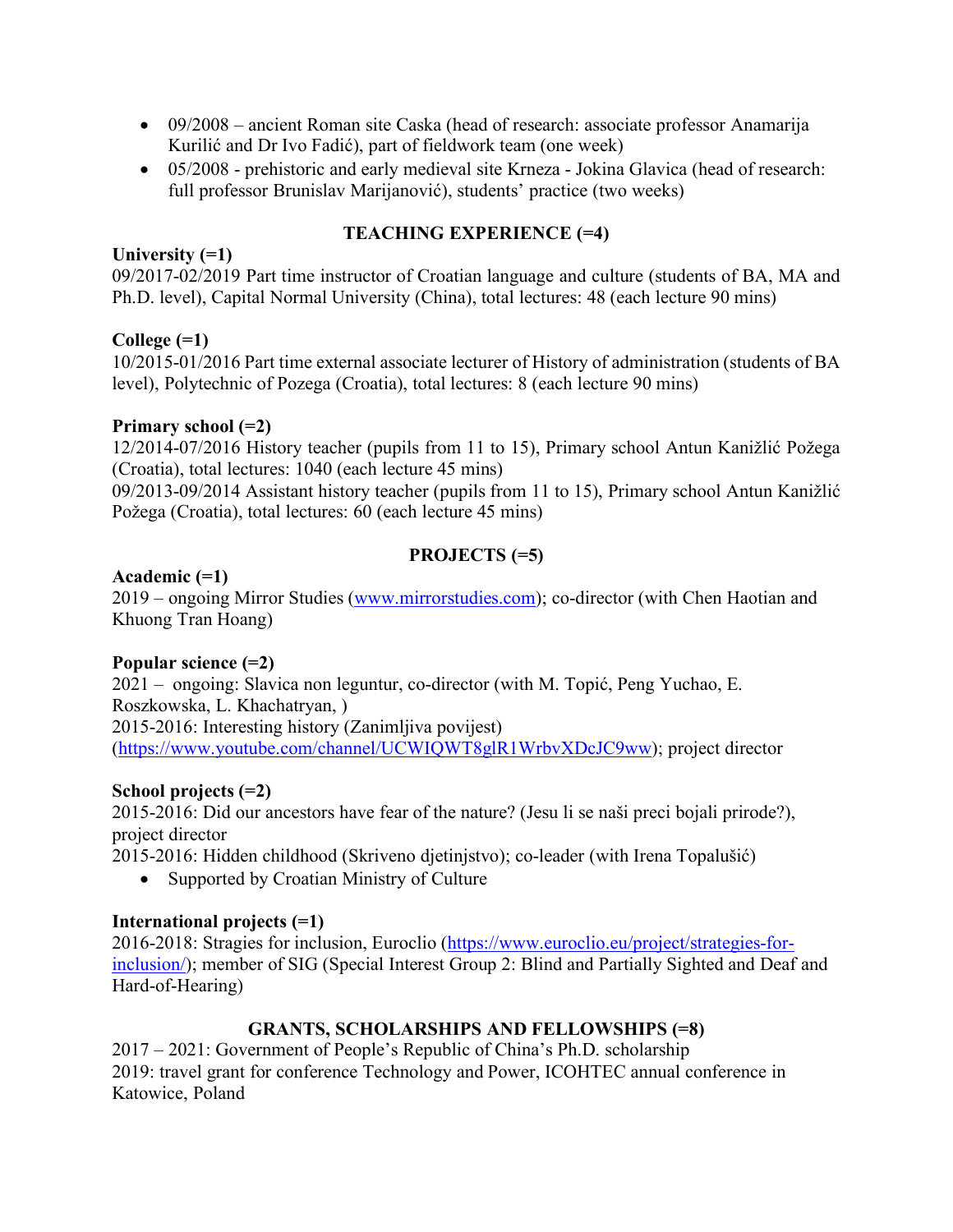- 09/2008 – ancient Roman site Caska (head of research: associate professor Anamarija Kurilić and Dr Ivo Fadić), part of fieldwork team (one week)
- 05/2008 - prehistoric and early medieval site Krneza - Jokina Glavica (head of research: full professor Brunislav Marijanović), students' practice (two weeks)

## TEACHING EXPERIENCE (=4)

**University (=1)**
09/2017-02/2019 Part time instructor of Croatian language and culture (students of BA, MA and Ph.D. level), Capital Normal University (China), total lectures: 48 (each lecture 90 mins)

**College (=1)**
10/2015-01/2016 Part time external associate lecturer of History of administration (students of BA level), Polytechnic of Pozega (Croatia), total lectures: 8 (each lecture 90 mins)

**Primary school (=2)**
12/2014-07/2016 History teacher (pupils from 11 to 15), Primary school Antun Kanižlić Požega (Croatia), total lectures: 1040 (each lecture 45 mins)
09/2013-09/2014 Assistant history teacher (pupils from 11 to 15), Primary school Antun Kanižlić Požega (Croatia), total lectures: 60 (each lecture 45 mins)

## PROJECTS (=5)

**Academic (=1)**
2019 – ongoing Mirror Studies (www.mirrorstudies.com); co-director (with Chen Haotian and Khuong Tran Hoang)

**Popular science (=2)**
2021 – ongoing: Slavica non leguntur, co-director (with M. Topić, Peng Yuchao, E. Roszkowska, L. Khachatryan, )
2015-2016: Interesting history (Zanimljiva povijest) (https://www.youtube.com/channel/UCWIQWT8glR1WrbvXDcJC9ww); project director

**School projects (=2)**
2015-2016: Did our ancestors have fear of the nature? (Jesu li se naši preci bojali prirode?), project director
2015-2016: Hidden childhood (Skriveno djetinjstvo); co-leader (with Irena Topalušić)

- Supported by Croatian Ministry of Culture

**International projects (=1)**
2016-2018: Stragies for inclusion, Euroclio (https://www.euroclio.eu/project/strategies-for-inclusion/); member of SIG (Special Interest Group 2: Blind and Partially Sighted and Deaf and Hard-of-Hearing)

## GRANTS, SCHOLARSHIPS AND FELLOWSHIPS (=8)

2017 – 2021: Government of People's Republic of China's Ph.D. scholarship
2019: travel grant for conference Technology and Power, ICOHTEC annual conference in Katowice, Poland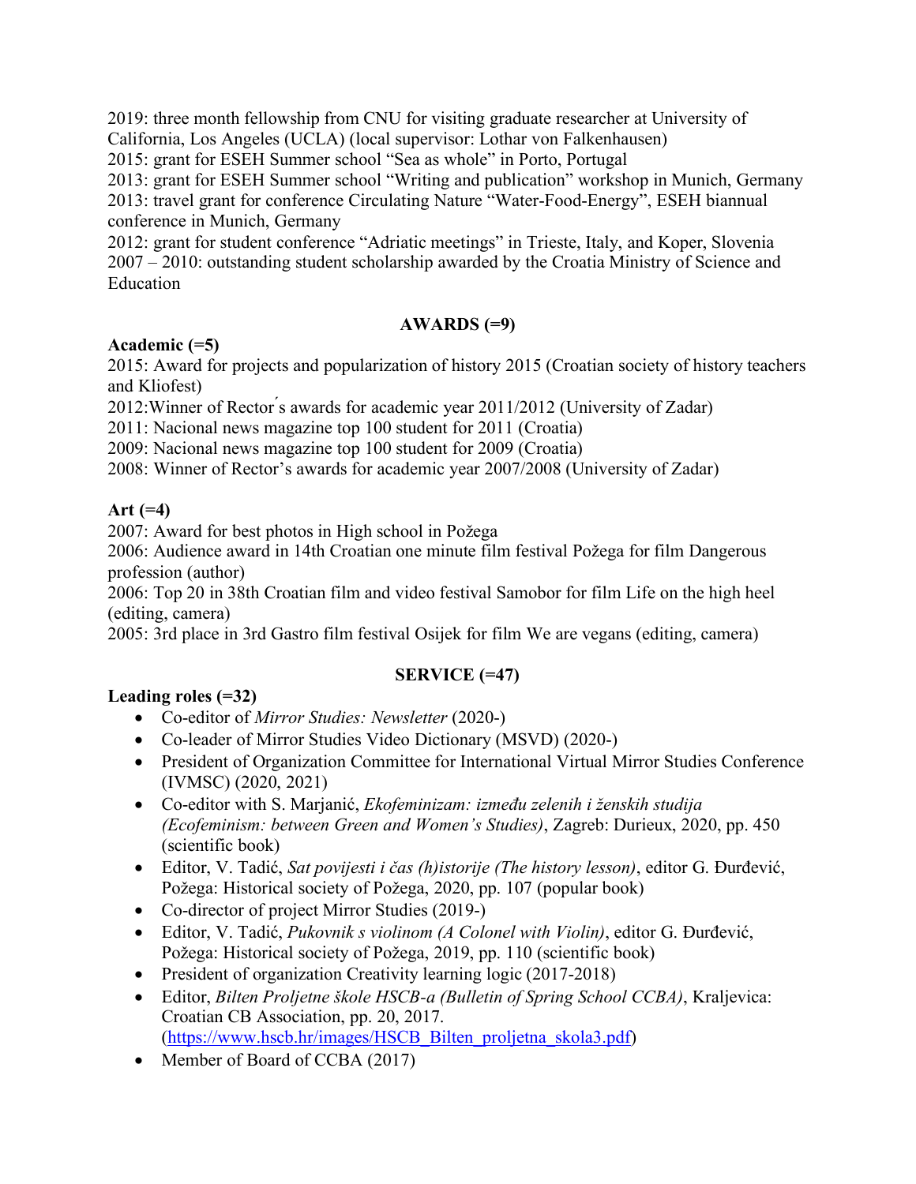2019: three month fellowship from CNU for visiting graduate researcher at University of California, Los Angeles (UCLA) (local supervisor: Lothar von Falkenhausen)
2015: grant for ESEH Summer school "Sea as whole" in Porto, Portugal
2013: grant for ESEH Summer school "Writing and publication" workshop in Munich, Germany
2013: travel grant for conference Circulating Nature "Water-Food-Energy", ESEH biannual conference in Munich, Germany
2012: grant for student conference "Adriatic meetings" in Trieste, Italy, and Koper, Slovenia
2007 – 2010: outstanding student scholarship awarded by the Croatia Ministry of Science and Education

## AWARDS (=9)

**Academic (=5)**
2015: Award for projects and popularization of history 2015 (Croatian society of history teachers and Kliofest)
2012:Winner of Rector´s awards for academic year 2011/2012 (University of Zadar)
2011: Nacional news magazine top 100 student for 2011 (Croatia)
2009: Nacional news magazine top 100 student for 2009 (Croatia)
2008: Winner of Rector's awards for academic year 2007/2008 (University of Zadar)

**Art (=4)**
2007: Award for best photos in High school in Požega
2006: Audience award in 14th Croatian one minute film festival Požega for film Dangerous profession (author)
2006: Top 20 in 38th Croatian film and video festival Samobor for film Life on the high heel (editing, camera)
2005: 3rd place in 3rd Gastro film festival Osijek for film We are vegans (editing, camera)

## SERVICE (=47)

**Leading roles (=32)**

- Co-editor of *Mirror Studies: Newsletter* (2020-)
- Co-leader of Mirror Studies Video Dictionary (MSVD) (2020-)
- President of Organization Committee for International Virtual Mirror Studies Conference (IVMSC) (2020, 2021)
- Co-editor with S. Marjanić, *Ekofeminizam: između zelenih i ženskih studija (Ecofeminism: between Green and Women's Studies)*, Zagreb: Durieux, 2020, pp. 450 (scientific book)
- Editor, V. Tadić, *Sat povijesti i čas (h)istorije (The history lesson)*, editor G. Đurđević, Požega: Historical society of Požega, 2020, pp. 107 (popular book)
- Co-director of project Mirror Studies (2019-)
- Editor, V. Tadić, *Pukovnik s violinom (A Colonel with Violin)*, editor G. Đurđević, Požega: Historical society of Požega, 2019, pp. 110 (scientific book)
- President of organization Creativity learning logic (2017-2018)
- Editor, *Bilten Proljetne škole HSCB-a (Bulletin of Spring School CCBA)*, Kraljevica: Croatian CB Association, pp. 20, 2017. (https://www.hscb.hr/images/HSCB_Bilten_proljetna_skola3.pdf)
- Member of Board of CCBA (2017)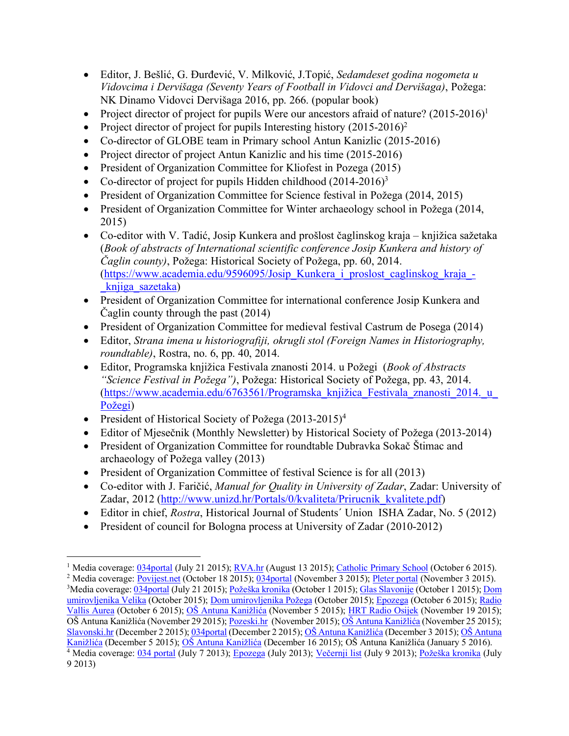- Editor, J. Bešlić, G. Đurđević, V. Milković, J.Topić, *Sedamdeset godina nogometa u Vidovcima i Dervišaga (Seventy Years of Football in Vidovci and Dervišaga)*, Požega: NK Dinamo Vidovci Dervišaga 2016, pp. 266. (popular book)
- Project director of project for pupils Were our ancestors afraid of nature? (2015-2016)[1]
- Project director of project for pupils Interesting history (2015-2016)[2]
- Co-director of GLOBE team in Primary school Antun Kanizlic (2015-2016)
- Project director of project Antun Kanizlic and his time (2015-2016)
- President of Organization Committee for Kliofest in Pozega (2015)
- Co-director of project for pupils Hidden childhood (2014-2016)[3]
- President of Organization Committee for Science festival in Požega (2014, 2015)
- President of Organization Committee for Winter archaeology school in Požega (2014, 2015)
- Co-editor with V. Tadić, Josip Kunkera and prošlost čaglinskog kraja – knjižica sažetaka (*Book of abstracts of International scientific conference Josip Kunkera and history of Čaglin county)*, Požega: Historical Society of Požega, pp. 60, 2014. (https://www.academia.edu/9596095/Josip_Kunkera_i_proslost_caglinskog_kraja_-_knjiga_sazetaka)
- President of Organization Committee for international conference Josip Kunkera and Čaglin county through the past (2014)
- President of Organization Committee for medieval festival Castrum de Posega (2014)
- Editor, *Strana imena u historiografiji, okrugli stol (Foreign Names in Historiography, roundtable)*, Rostra, no. 6, pp. 40, 2014.
- Editor, Programska knjižica Festivala znanosti 2014. u Požegi (*Book of Abstracts "Science Festival in Požega")*, Požega: Historical Society of Požega, pp. 43, 2014. (https://www.academia.edu/6763561/Programska_knjižica_Festivala_znanosti_2014._u_Požegi)
- President of Historical Society of Požega (2013-2015)[4]
- Editor of Mjesečnik (Monthly Newsletter) by Historical Society of Požega (2013-2014)
- President of Organization Committee for roundtable Dubravka Sokač Štimac and archaeology of Požega valley (2013)
- President of Organization Committee of festival Science is for all (2013)
- Co-editor with J. Faričić, *Manual for Quality in University of Zadar*, Zadar: University of Zadar, 2012 (http://www.unizd.hr/Portals/0/kvaliteta/Prirucnik_kvalitete.pdf)
- Editor in chief, *Rostra*, Historical Journal of Students´ Union ISHA Zadar, No. 5 (2012)
- President of council for Bologna process at University of Zadar (2010-2012)

---

[1] Media coverage: 034portal (July 21 2015); RVA.hr (August 13 2015); Catholic Primary School (October 6 2015).

[2] Media coverage: Povijest.net (October 18 2015); 034portal (November 3 2015); Pleter portal (November 3 2015).

[3] Media coverage: 034portal (July 21 2015); Požeška kronika (October 1 2015); Glas Slavonije (October 1 2015); Dom umirovljenika Velika (October 2015); Dom umirovljenika Požega (October 2015); Epozega (October 6 2015); Radio Vallis Aurea (October 6 2015); OŠ Antuna Kanižlića (November 5 2015); HRT Radio Osijek (November 19 2015); OŠ Antuna Kanižlića (November 29 2015); Pozeski.hr (November 2015); OŠ Antuna Kanižlića (November 25 2015); Slavonski.hr (December 2 2015); 034portal (December 2 2015); OŠ Antuna Kanižlića (December 3 2015); OŠ Antuna Kanižlića (December 5 2015); OŠ Antuna Kanižlića (December 16 2015); OŠ Antuna Kanižlića (January 5 2016).

[4] Media coverage: 034 portal (July 7 2013); Epozega (July 2013); Večernji list (July 9 2013); Požeška kronika (July 9 2013)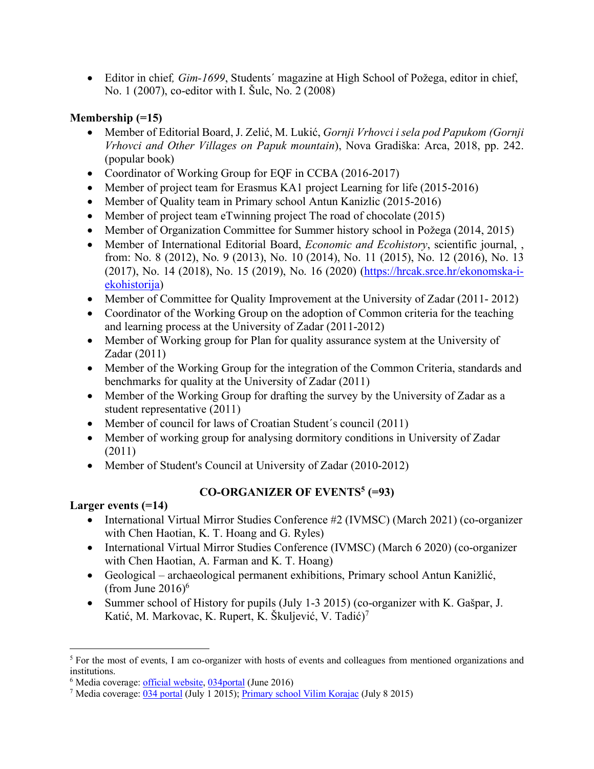- Editor in chief, *Gim-1699*, Students´ magazine at High School of Požega, editor in chief, No. 1 (2007), co-editor with I. Šulc, No. 2 (2008)

**Membership (=15)**

- Member of Editorial Board, J. Zelić, M. Lukić, *Gornji Vrhovci i sela pod Papukom (Gornji Vrhovci and Other Villages on Papuk mountain*), Nova Gradiška: Arca, 2018, pp. 242. (popular book)
- Coordinator of Working Group for EQF in CCBA (2016-2017)
- Member of project team for Erasmus KA1 project Learning for life (2015-2016)
- Member of Quality team in Primary school Antun Kanizlic (2015-2016)
- Member of project team eTwinning project The road of chocolate (2015)
- Member of Organization Committee for Summer history school in Požega (2014, 2015)
- Member of International Editorial Board, *Economic and Ecohistory*, scientific journal, , from: No. 8 (2012), No. 9 (2013), No. 10 (2014), No. 11 (2015), No. 12 (2016), No. 13 (2017), No. 14 (2018), No. 15 (2019), No. 16 (2020) (https://hrcak.srce.hr/ekonomska-i-ekohistorija)
- Member of Committee for Quality Improvement at the University of Zadar (2011- 2012)
- Coordinator of the Working Group on the adoption of Common criteria for the teaching and learning process at the University of Zadar (2011-2012)
- Member of Working group for Plan for quality assurance system at the University of Zadar (2011)
- Member of the Working Group for the integration of the Common Criteria, standards and benchmarks for quality at the University of Zadar (2011)
- Member of the Working Group for drafting the survey by the University of Zadar as a student representative (2011)
- Member of council for laws of Croatian Student´s council (2011)
- Member of working group for analysing dormitory conditions in University of Zadar (2011)
- Member of Student's Council at University of Zadar (2010-2012)

## CO-ORGANIZER OF EVENTS[5] (=93)

**Larger events (=14)**

- International Virtual Mirror Studies Conference #2 (IVMSC) (March 2021) (co-organizer with Chen Haotian, K. T. Hoang and G. Ryles)
- International Virtual Mirror Studies Conference (IVMSC) (March 6 2020) (co-organizer with Chen Haotian, A. Farman and K. T. Hoang)
- Geological – archaeological permanent exhibitions, Primary school Antun Kanižlić, (from June 2016)[6]
- Summer school of History for pupils (July 1-3 2015) (co-organizer with K. Gašpar, J. Katić, M. Markovac, K. Rupert, K. Škuljević, V. Tadić)[7]

---

[5] For the most of events, I am co-organizer with hosts of events and colleagues from mentioned organizations and institutions.

[6] Media coverage: official website, 034portal (June 2016)

[7] Media coverage: 034 portal (July 1 2015); Primary school Vilim Korajac (July 8 2015)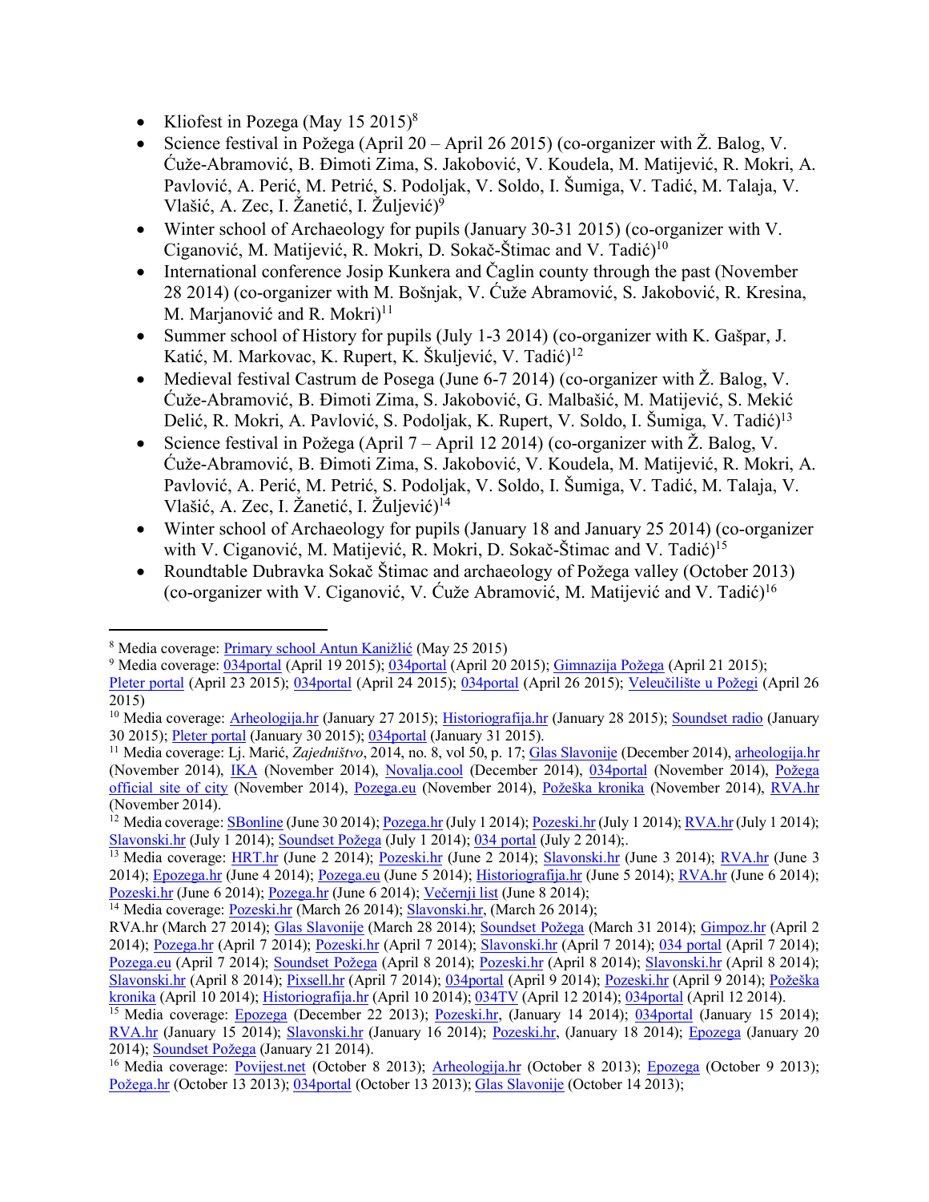- Kliofest in Pozega (May 15 2015)[8]
- Science festival in Požega (April 20 – April 26 2015) (co-organizer with Ž. Balog, V. Ćuže-Abramović, B. Đimoti Zima, S. Jakobović, V. Koudela, M. Matijević, R. Mokri, A. Pavlović, A. Perić, M. Petrić, S. Podoljak, V. Soldo, I. Šumiga, V. Tadić, M. Talaja, V. Vlašić, A. Zec, I. Žanetić, I. Žuljević)[9]
- Winter school of Archaeology for pupils (January 30-31 2015) (co-organizer with V. Ciganović, M. Matijević, R. Mokri, D. Sokač-Štimac and V. Tadić)[10]
- International conference Josip Kunkera and Čaglin county through the past (November 28 2014) (co-organizer with M. Bošnjak, V. Ćuže Abramović, S. Jakobović, R. Kresina, M. Marjanović and R. Mokri)[11]
- Summer school of History for pupils (July 1-3 2014) (co-organizer with K. Gašpar, J. Katić, M. Markovac, K. Rupert, K. Škuljević, V. Tadić)[12]
- Medieval festival Castrum de Posega (June 6-7 2014) (co-organizer with Ž. Balog, V. Ćuže-Abramović, B. Đimoti Zima, S. Jakobović, G. Malbašić, M. Matijević, S. Mekić Delić, R. Mokri, A. Pavlović, S. Podoljak, K. Rupert, V. Soldo, I. Šumiga, V. Tadić)[13]
- Science festival in Požega (April 7 – April 12 2014) (co-organizer with Ž. Balog, V. Ćuže-Abramović, B. Đimoti Zima, S. Jakobović, V. Koudela, M. Matijević, R. Mokri, A. Pavlović, A. Perić, M. Petrić, S. Podoljak, V. Soldo, I. Šumiga, V. Tadić, M. Talaja, V. Vlašić, A. Zec, I. Žanetić, I. Žuljević)[14]
- Winter school of Archaeology for pupils (January 18 and January 25 2014) (co-organizer with V. Ciganović, M. Matijević, R. Mokri, D. Sokač-Štimac and V. Tadić)[15]
- Roundtable Dubravka Sokač Štimac and archaeology of Požega valley (October 2013) (co-organizer with V. Ciganović, V. Ćuže Abramović, M. Matijević and V. Tadić)[16]

---

[8] Media coverage: Primary school Antun Kanižlić (May 25 2015)

[9] Media coverage: 034portal (April 19 2015); 034portal (April 20 2015); Gimnazija Požega (April 21 2015); Pleter portal (April 23 2015); 034portal (April 24 2015); 034portal (April 26 2015); Veleučilište u Požegi (April 26 2015)

[10] Media coverage: Arheologija.hr (January 27 2015); Historiografija.hr (January 28 2015); Soundset radio (January 30 2015); Pleter portal (January 30 2015); 034portal (January 31 2015).

[11] Media coverage: Lj. Marić, *Zajedništvo*, 2014, no. 8, vol 50, p. 17; Glas Slavonije (December 2014), arheologija.hr (November 2014), IKA (November 2014), Novalja.cool (December 2014), 034portal (November 2014), Požega official site of city (November 2014), Pozega.eu (November 2014), Požeška kronika (November 2014), RVA.hr (November 2014).

[12] Media coverage: SBonline (June 30 2014); Pozega.hr (July 1 2014); Pozeski.hr (July 1 2014); RVA.hr (July 1 2014); Slavonski.hr (July 1 2014); Soundset Požega (July 1 2014); 034 portal (July 2 2014);.

[13] Media coverage: HRT.hr (June 2 2014); Pozeski.hr (June 2 2014); Slavonski.hr (June 3 2014); RVA.hr (June 3 2014); Epozega.hr (June 4 2014); Pozega.eu (June 5 2014); Historiografija.hr (June 5 2014); RVA.hr (June 6 2014); Pozeski.hr (June 6 2014); Pozega.hr (June 6 2014); Večernji list (June 8 2014);

[14] Media coverage: Pozeski.hr (March 26 2014); Slavonski.hr, (March 26 2014); RVA.hr (March 27 2014); Glas Slavonije (March 28 2014); Soundset Požega (March 31 2014); Gimpoz.hr (April 2 2014); Pozega.hr (April 7 2014); Pozeski.hr (April 7 2014); Slavonski.hr (April 7 2014); 034 portal (April 7 2014); Pozega.eu (April 7 2014); Soundset Požega (April 8 2014); Pozeski.hr (April 8 2014); Slavonski.hr (April 8 2014); Slavonski.hr (April 8 2014); Pixsell.hr (April 7 2014); 034portal (April 9 2014); Pozeski.hr (April 9 2014); Požeška kronika (April 10 2014); Historiografija.hr (April 10 2014); 034TV (April 12 2014); 034portal (April 12 2014).

[15] Media coverage: Epozega (December 22 2013); Pozeski.hr, (January 14 2014); 034portal (January 15 2014); RVA.hr (January 15 2014); Slavonski.hr (January 16 2014); Pozeski.hr, (January 18 2014); Epozega (January 20 2014); Soundset Požega (January 21 2014).

[16] Media coverage: Povijest.net (October 8 2013); Arheologija.hr (October 8 2013); Epozega (October 9 2013); Požega.hr (October 13 2013); 034portal (October 13 2013); Glas Slavonije (October 14 2013);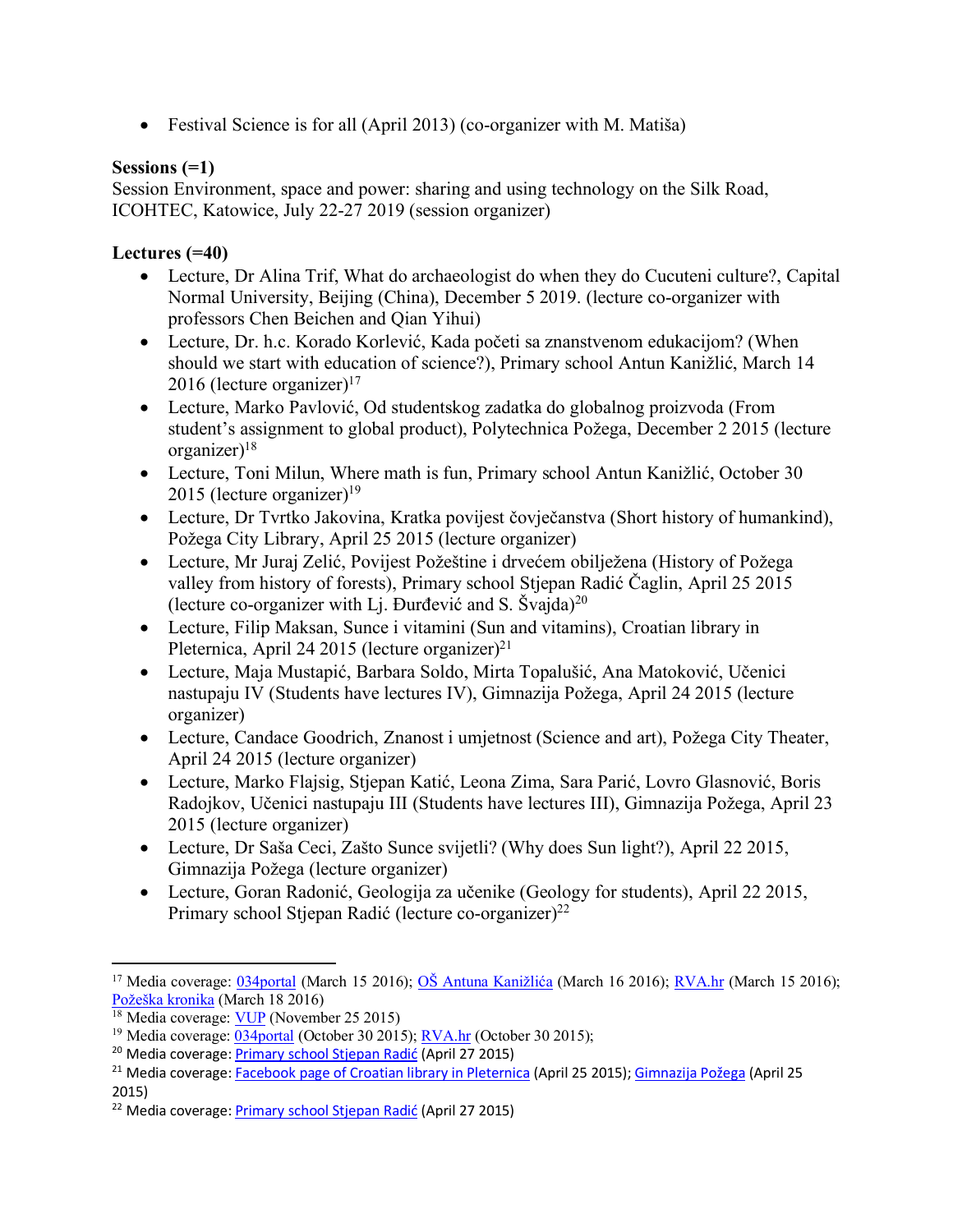- Festival Science is for all (April 2013) (co-organizer with M. Matiša)

**Sessions (=1)**
Session Environment, space and power: sharing and using technology on the Silk Road, ICOHTEC, Katowice, July 22-27 2019 (session organizer)

**Lectures (=40)**

- Lecture, Dr Alina Trif, What do archaeologist do when they do Cucuteni culture?, Capital Normal University, Beijing (China), December 5 2019. (lecture co-organizer with professors Chen Beichen and Qian Yihui)
- Lecture, Dr. h.c. Korado Korlević, Kada početi sa znanstvenom edukacijom? (When should we start with education of science?), Primary school Antun Kanižlić, March 14 2016 (lecture organizer)[17]
- Lecture, Marko Pavlović, Od studentskog zadatka do globalnog proizvoda (From student's assignment to global product), Polytechnica Požega, December 2 2015 (lecture organizer)[18]
- Lecture, Toni Milun, Where math is fun, Primary school Antun Kanižlić, October 30 2015 (lecture organizer)[19]
- Lecture, Dr Tvrtko Jakovina, Kratka povijest čovječanstva (Short history of humankind), Požega City Library, April 25 2015 (lecture organizer)
- Lecture, Mr Juraj Zelić, Povijest Požeštine i drvećem obilježena (History of Požega valley from history of forests), Primary school Stjepan Radić Čaglin, April 25 2015 (lecture co-organizer with Lj. Đurđević and S. Švajda)[20]
- Lecture, Filip Maksan, Sunce i vitamini (Sun and vitamins), Croatian library in Pleternica, April 24 2015 (lecture organizer)[21]
- Lecture, Maja Mustapić, Barbara Soldo, Mirta Topalušić, Ana Matoković, Učenici nastupaju IV (Students have lectures IV), Gimnazija Požega, April 24 2015 (lecture organizer)
- Lecture, Candace Goodrich, Znanost i umjetnost (Science and art), Požega City Theater, April 24 2015 (lecture organizer)
- Lecture, Marko Flajsig, Stjepan Katić, Leona Zima, Sara Parić, Lovro Glasnović, Boris Radojkov, Učenici nastupaju III (Students have lectures III), Gimnazija Požega, April 23 2015 (lecture organizer)
- Lecture, Dr Saša Ceci, Zašto Sunce svijetli? (Why does Sun light?), April 22 2015, Gimnazija Požega (lecture organizer)
- Lecture, Goran Radonić, Geologija za učenike (Geology for students), April 22 2015, Primary school Stjepan Radić (lecture co-organizer)[22]

---

[17] Media coverage: 034portal (March 15 2016); OŠ Antuna Kanižlića (March 16 2016); RVA.hr (March 15 2016); Požeška kronika (March 18 2016)
[18] Media coverage: VUP (November 25 2015)
[19] Media coverage: 034portal (October 30 2015); RVA.hr (October 30 2015);
[20] Media coverage: Primary school Stjepan Radić (April 27 2015)
[21] Media coverage: Facebook page of Croatian library in Pleternica (April 25 2015); Gimnazija Požega (April 25 2015)
[22] Media coverage: Primary school Stjepan Radić (April 27 2015)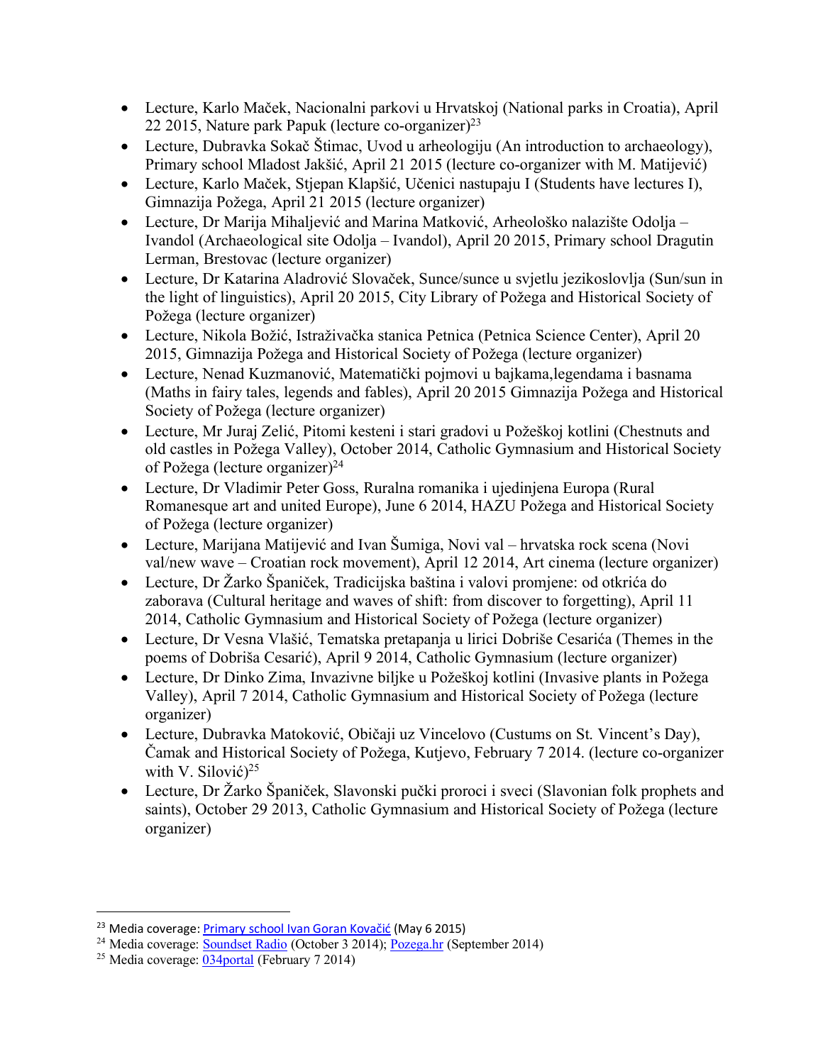- Lecture, Karlo Maček, Nacionalni parkovi u Hrvatskoj (National parks in Croatia), April 22 2015, Nature park Papuk (lecture co-organizer)[23]
- Lecture, Dubravka Sokač Štimac, Uvod u arheologiju (An introduction to archaeology), Primary school Mladost Jakšić, April 21 2015 (lecture co-organizer with M. Matijević)
- Lecture, Karlo Maček, Stjepan Klapšić, Učenici nastupaju I (Students have lectures I), Gimnazija Požega, April 21 2015 (lecture organizer)
- Lecture, Dr Marija Mihaljević and Marina Matković, Arheološko nalazište Odolja – Ivandol (Archaeological site Odolja – Ivandol), April 20 2015, Primary school Dragutin Lerman, Brestovac (lecture organizer)
- Lecture, Dr Katarina Aladrović Slovaček, Sunce/sunce u svjetlu jezikoslovlja (Sun/sun in the light of linguistics), April 20 2015, City Library of Požega and Historical Society of Požega (lecture organizer)
- Lecture, Nikola Božić, Istraživačka stanica Petnica (Petnica Science Center), April 20 2015, Gimnazija Požega and Historical Society of Požega (lecture organizer)
- Lecture, Nenad Kuzmanović, Matematički pojmovi u bajkama,legendama i basnama (Maths in fairy tales, legends and fables), April 20 2015 Gimnazija Požega and Historical Society of Požega (lecture organizer)
- Lecture, Mr Juraj Zelić, Pitomi kesteni i stari gradovi u Požeškoj kotlini (Chestnuts and old castles in Požega Valley), October 2014, Catholic Gymnasium and Historical Society of Požega (lecture organizer)[24]
- Lecture, Dr Vladimir Peter Goss, Ruralna romanika i ujedinjena Europa (Rural Romanesque art and united Europe), June 6 2014, HAZU Požega and Historical Society of Požega (lecture organizer)
- Lecture, Marijana Matijević and Ivan Šumiga, Novi val – hrvatska rock scena (Novi val/new wave – Croatian rock movement), April 12 2014, Art cinema (lecture organizer)
- Lecture, Dr Žarko Španiček, Tradicijska baština i valovi promjene: od otkrića do zaborava (Cultural heritage and waves of shift: from discover to forgetting), April 11 2014, Catholic Gymnasium and Historical Society of Požega (lecture organizer)
- Lecture, Dr Vesna Vlašić, Tematska pretapanja u lirici Dobriše Cesarića (Themes in the poems of Dobriša Cesarić), April 9 2014, Catholic Gymnasium (lecture organizer)
- Lecture, Dr Dinko Zima, Invazivne biljke u Požeškoj kotlini (Invasive plants in Požega Valley), April 7 2014, Catholic Gymnasium and Historical Society of Požega (lecture organizer)
- Lecture, Dubravka Matoković, Običaji uz Vincelovo (Custums on St. Vincent's Day), Čamak and Historical Society of Požega, Kutjevo, February 7 2014. (lecture co-organizer with V. Silović)[25]
- Lecture, Dr Žarko Španiček, Slavonski pučki proroci i sveci (Slavonian folk prophets and saints), October 29 2013, Catholic Gymnasium and Historical Society of Požega (lecture organizer)

[23] Media coverage: Primary school Ivan Goran Kovačić (May 6 2015)

[24] Media coverage: Soundset Radio (October 3 2014); Pozega.hr (September 2014)

[25] Media coverage: 034portal (February 7 2014)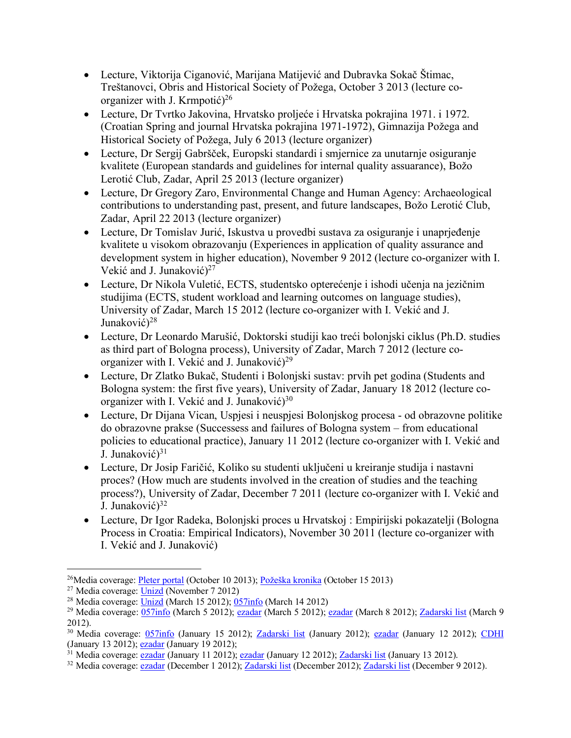- Lecture, Viktorija Ciganović, Marijana Matijević and Dubravka Sokač Štimac, Treštanovci, Obris and Historical Society of Požega, October 3 2013 (lecture co-organizer with J. Krmpotić)[26]
- Lecture, Dr Tvrtko Jakovina, Hrvatsko proljeće i Hrvatska pokrajina 1971. i 1972. (Croatian Spring and journal Hrvatska pokrajina 1971-1972), Gimnazija Požega and Historical Society of Požega, July 6 2013 (lecture organizer)
- Lecture, Dr Sergij Gabršček, Europski standardi i smjernice za unutarnje osiguranje kvalitete (European standards and guidelines for internal quality assuarance), Božo Lerotić Club, Zadar, April 25 2013 (lecture organizer)
- Lecture, Dr Gregory Zaro, Environmental Change and Human Agency: Archaeological contributions to understanding past, present, and future landscapes, Božo Lerotić Club, Zadar, April 22 2013 (lecture organizer)
- Lecture, Dr Tomislav Jurić, Iskustva u provedbi sustava za osiguranje i unaprjeđenje kvalitete u visokom obrazovanju (Experiences in application of quality assurance and development system in higher education), November 9 2012 (lecture co-organizer with I. Vekić and J. Junaković)[27]
- Lecture, Dr Nikola Vuletić, ECTS, studentsko opterećenje i ishodi učenja na jezičnim studijima (ECTS, student workload and learning outcomes on language studies), University of Zadar, March 15 2012 (lecture co-organizer with I. Vekić and J. Junaković)[28]
- Lecture, Dr Leonardo Marušić, Doktorski studiji kao treći bolonjski ciklus (Ph.D. studies as third part of Bologna process), University of Zadar, March 7 2012 (lecture co-organizer with I. Vekić and J. Junaković)[29]
- Lecture, Dr Zlatko Bukač, Studenti i Bolonjski sustav: prvih pet godina (Students and Bologna system: the first five years), University of Zadar, January 18 2012 (lecture co-organizer with I. Vekić and J. Junaković)[30]
- Lecture, Dr Dijana Vican, Uspjesi i neuspjesi Bolonjskog procesa - od obrazovne politike do obrazovne prakse (Successess and failures of Bologna system – from educational policies to educational practice), January 11 2012 (lecture co-organizer with I. Vekić and J. Junaković)[31]
- Lecture, Dr Josip Faričić, Koliko su studenti uključeni u kreiranje studija i nastavni proces? (How much are students involved in the creation of studies and the teaching process?), University of Zadar, December 7 2011 (lecture co-organizer with I. Vekić and J. Junaković)[32]
- Lecture, Dr Igor Radeka, Bolonjski proces u Hrvatskoj : Empirijski pokazatelji (Bologna Process in Croatia: Empirical Indicators), November 30 2011 (lecture co-organizer with I. Vekić and J. Junaković)

---

[26] Media coverage: Pleter portal (October 10 2013); Požeška kronika (October 15 2013)

[27] Media coverage: Unizd (November 7 2012)

[28] Media coverage: Unizd (March 15 2012); 057info (March 14 2012)

[29] Media coverage: 057info (March 5 2012); ezadar (March 5 2012); ezadar (March 8 2012); Zadarski list (March 9 2012).

[30] Media coverage: 057info (January 15 2012); Zadarski list (January 2012); ezadar (January 12 2012); CDHI (January 13 2012); ezadar (January 19 2012);

[31] Media coverage: ezadar (January 11 2012); ezadar (January 12 2012); Zadarski list (January 13 2012).

[32] Media coverage: ezadar (December 1 2012); Zadarski list (December 2012); Zadarski list (December 9 2012).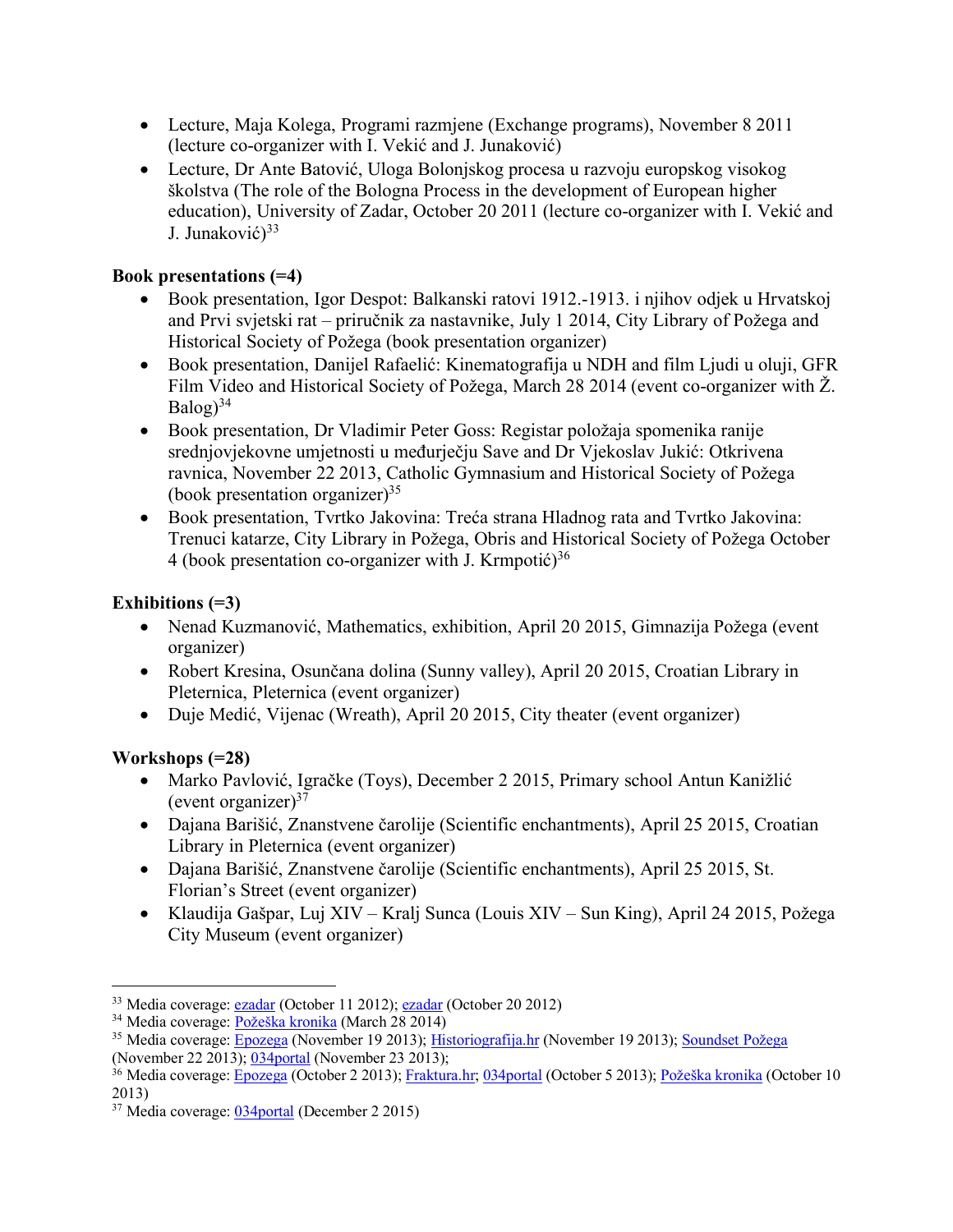- Lecture, Maja Kolega, Programi razmjene (Exchange programs), November 8 2011 (lecture co-organizer with I. Vekić and J. Junaković)
- Lecture, Dr Ante Batović, Uloga Bolonjskog procesa u razvoju europskog visokog školstva (The role of the Bologna Process in the development of European higher education), University of Zadar, October 20 2011 (lecture co-organizer with I. Vekić and J. Junaković)[33]

**Book presentations (=4)**

- Book presentation, Igor Despot: Balkanski ratovi 1912.-1913. i njihov odjek u Hrvatskoj and Prvi svjetski rat – priručnik za nastavnike, July 1 2014, City Library of Požega and Historical Society of Požega (book presentation organizer)
- Book presentation, Danijel Rafaelić: Kinematografija u NDH and film Ljudi u oluji, GFR Film Video and Historical Society of Požega, March 28 2014 (event co-organizer with Ž. Balog)[34]
- Book presentation, Dr Vladimir Peter Goss: Registar položaja spomenika ranije srednjovjekovne umjetnosti u međurječju Save and Dr Vjekoslav Jukić: Otkrivena ravnica, November 22 2013, Catholic Gymnasium and Historical Society of Požega (book presentation organizer)[35]
- Book presentation, Tvrtko Jakovina: Treća strana Hladnog rata and Tvrtko Jakovina: Trenuci katarze, City Library in Požega, Obris and Historical Society of Požega October 4 (book presentation co-organizer with J. Krmpotić)[36]

**Exhibitions (=3)**

- Nenad Kuzmanović, Mathematics, exhibition, April 20 2015, Gimnazija Požega (event organizer)
- Robert Kresina, Osunčana dolina (Sunny valley), April 20 2015, Croatian Library in Pleternica, Pleternica (event organizer)
- Duje Medić, Vijenac (Wreath), April 20 2015, City theater (event organizer)

**Workshops (=28)**

- Marko Pavlović, Igračke (Toys), December 2 2015, Primary school Antun Kanižlić (event organizer)[37]
- Dajana Barišić, Znanstvene čarolije (Scientific enchantments), April 25 2015, Croatian Library in Pleternica (event organizer)
- Dajana Barišić, Znanstvene čarolije (Scientific enchantments), April 25 2015, St. Florian's Street (event organizer)
- Klaudija Gašpar, Luj XIV – Kralj Sunca (Louis XIV – Sun King), April 24 2015, Požega City Museum (event organizer)

---

[33] Media coverage: ezadar (October 11 2012); ezadar (October 20 2012)

[34] Media coverage: Požeška kronika (March 28 2014)

[35] Media coverage: Epozega (November 19 2013); Historiografija.hr (November 19 2013); Soundset Požega (November 22 2013); 034portal (November 23 2013);

[36] Media coverage: Epozega (October 2 2013); Fraktura.hr; 034portal (October 5 2013); Požeška kronika (October 10 2013)

[37] Media coverage: 034portal (December 2 2015)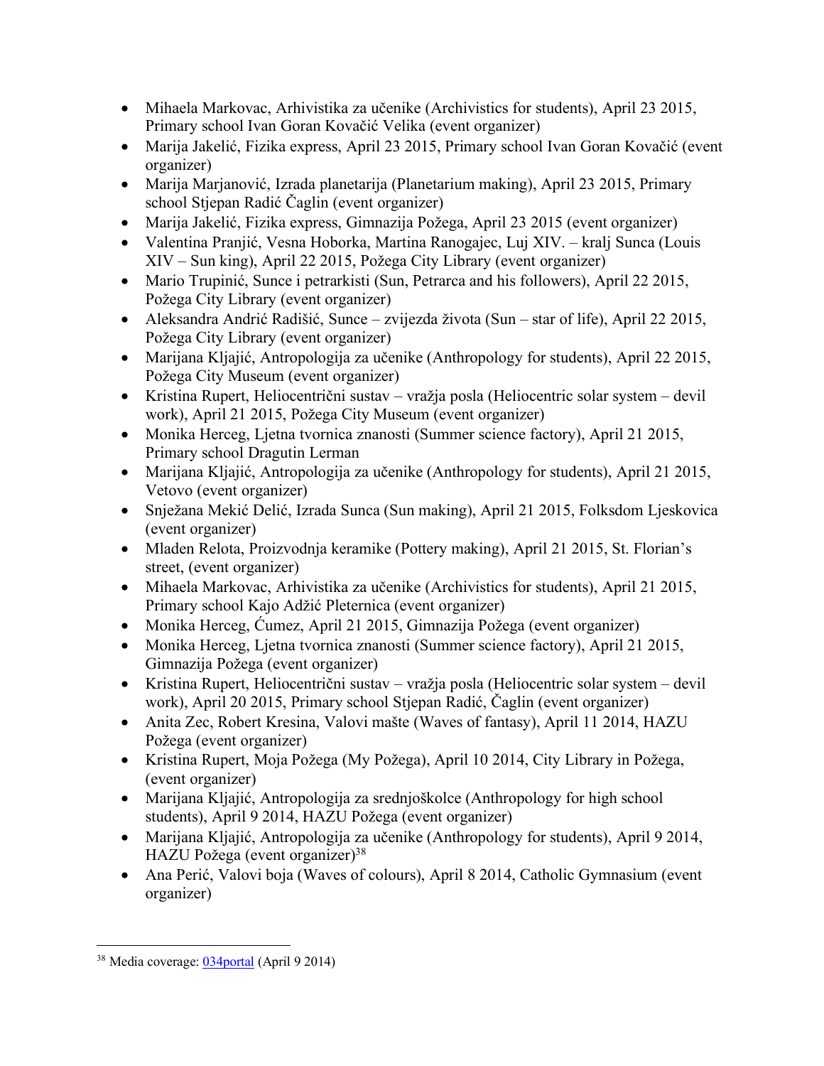- Mihaela Markovac, Arhivistika za učenike (Archivistics for students), April 23 2015, Primary school Ivan Goran Kovačić Velika (event organizer)
- Marija Jakelić, Fizika express, April 23 2015, Primary school Ivan Goran Kovačić (event organizer)
- Marija Marjanović, Izrada planetarija (Planetarium making), April 23 2015, Primary school Stjepan Radić Čaglin (event organizer)
- Marija Jakelić, Fizika express, Gimnazija Požega, April 23 2015 (event organizer)
- Valentina Pranjić, Vesna Hoborka, Martina Ranogajec, Luj XIV. – kralj Sunca (Louis XIV – Sun king), April 22 2015, Požega City Library (event organizer)
- Mario Trupinić, Sunce i petrarkisti (Sun, Petrarca and his followers), April 22 2015, Požega City Library (event organizer)
- Aleksandra Andrić Radišić, Sunce – zvijezda života (Sun – star of life), April 22 2015, Požega City Library (event organizer)
- Marijana Kljajić, Antropologija za učenike (Anthropology for students), April 22 2015, Požega City Museum (event organizer)
- Kristina Rupert, Heliocentrični sustav – vražja posla (Heliocentric solar system – devil work), April 21 2015, Požega City Museum (event organizer)
- Monika Herceg, Ljetna tvornica znanosti (Summer science factory), April 21 2015, Primary school Dragutin Lerman
- Marijana Kljajić, Antropologija za učenike (Anthropology for students), April 21 2015, Vetovo (event organizer)
- Snježana Mekić Delić, Izrada Sunca (Sun making), April 21 2015, Folksdom Ljeskovica (event organizer)
- Mladen Relota, Proizvodnja keramike (Pottery making), April 21 2015, St. Florian's street, (event organizer)
- Mihaela Markovac, Arhivistika za učenike (Archivistics for students), April 21 2015, Primary school Kajo Adžić Pleternica (event organizer)
- Monika Herceg, Ćumez, April 21 2015, Gimnazija Požega (event organizer)
- Monika Herceg, Ljetna tvornica znanosti (Summer science factory), April 21 2015, Gimnazija Požega (event organizer)
- Kristina Rupert, Heliocentrični sustav – vražja posla (Heliocentric solar system – devil work), April 20 2015, Primary school Stjepan Radić, Čaglin (event organizer)
- Anita Zec, Robert Kresina, Valovi mašte (Waves of fantasy), April 11 2014, HAZU Požega (event organizer)
- Kristina Rupert, Moja Požega (My Požega), April 10 2014, City Library in Požega, (event organizer)
- Marijana Kljajić, Antropologija za srednjoškolce (Anthropology for high school students), April 9 2014, HAZU Požega (event organizer)
- Marijana Kljajić, Antropologija za učenike (Anthropology for students), April 9 2014, HAZU Požega (event organizer)[38]
- Ana Perić, Valovi boja (Waves of colours), April 8 2014, Catholic Gymnasium (event organizer)

[38] Media coverage: 034portal (April 9 2014)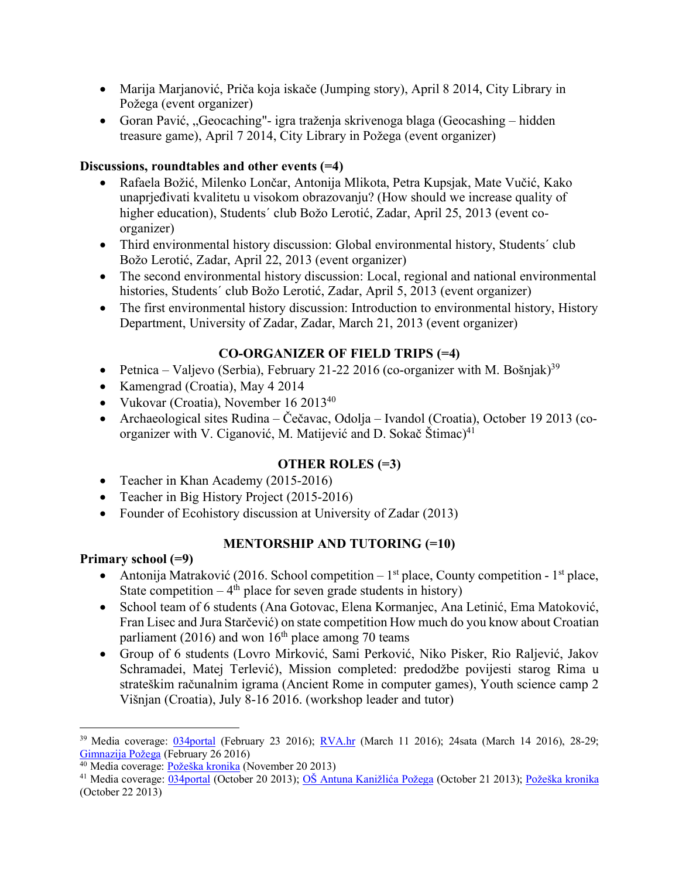- Marija Marjanović, Priča koja iskače (Jumping story), April 8 2014, City Library in Požega (event organizer)
- Goran Pavić, „Geocaching"- igra traženja skrivenoga blaga (Geocashing – hidden treasure game), April 7 2014, City Library in Požega (event organizer)

**Discussions, roundtables and other events (=4)**

- Rafaela Božić, Milenko Lončar, Antonija Mlikota, Petra Kupsjak, Mate Vučić, Kako unaprjeđivati kvalitetu u visokom obrazovanju? (How should we increase quality of higher education), Students´ club Božo Lerotić, Zadar, April 25, 2013 (event co-organizer)
- Third environmental history discussion: Global environmental history, Students´ club Božo Lerotić, Zadar, April 22, 2013 (event organizer)
- The second environmental history discussion: Local, regional and national environmental histories, Students´ club Božo Lerotić, Zadar, April 5, 2013 (event organizer)
- The first environmental history discussion: Introduction to environmental history, History Department, University of Zadar, Zadar, March 21, 2013 (event organizer)

## CO-ORGANIZER OF FIELD TRIPS (=4)

- Petnica – Valjevo (Serbia), February 21-22 2016 (co-organizer with M. Bošnjak)[39]
- Kamengrad (Croatia), May 4 2014
- Vukovar (Croatia), November 16 2013[40]
- Archaeological sites Rudina – Čečavac, Odolja – Ivandol (Croatia), October 19 2013 (co-organizer with V. Ciganović, M. Matijević and D. Sokač Štimac)[41]

## OTHER ROLES (=3)

- Teacher in Khan Academy (2015-2016)
- Teacher in Big History Project (2015-2016)
- Founder of Ecohistory discussion at University of Zadar (2013)

## MENTORSHIP AND TUTORING (=10)

**Primary school (=9)**

- Antonija Matraković (2016. School competition – 1st place, County competition - 1st place, State competition – 4th place for seven grade students in history)
- School team of 6 students (Ana Gotovac, Elena Kormanjec, Ana Letinić, Ema Matoković, Fran Lisec and Jura Starčević) on state competition How much do you know about Croatian parliament (2016) and won 16th place among 70 teams
- Group of 6 students (Lovro Mirković, Sami Perković, Niko Pisker, Rio Raljević, Jakov Schramadei, Matej Terlević), Mission completed: predodžbe povijesti starog Rima u strateškim računalnim igrama (Ancient Rome in computer games), Youth science camp 2 Višnjan (Croatia), July 8-16 2016. (workshop leader and tutor)

---

[39] Media coverage: 034portal (February 23 2016); RVA.hr (March 11 2016); 24sata (March 14 2016), 28-29; Gimnazija Požega (February 26 2016)

[40] Media coverage: Požeška kronika (November 20 2013)

[41] Media coverage: 034portal (October 20 2013); OŠ Antuna Kanižlića Požega (October 21 2013); Požeška kronika (October 22 2013)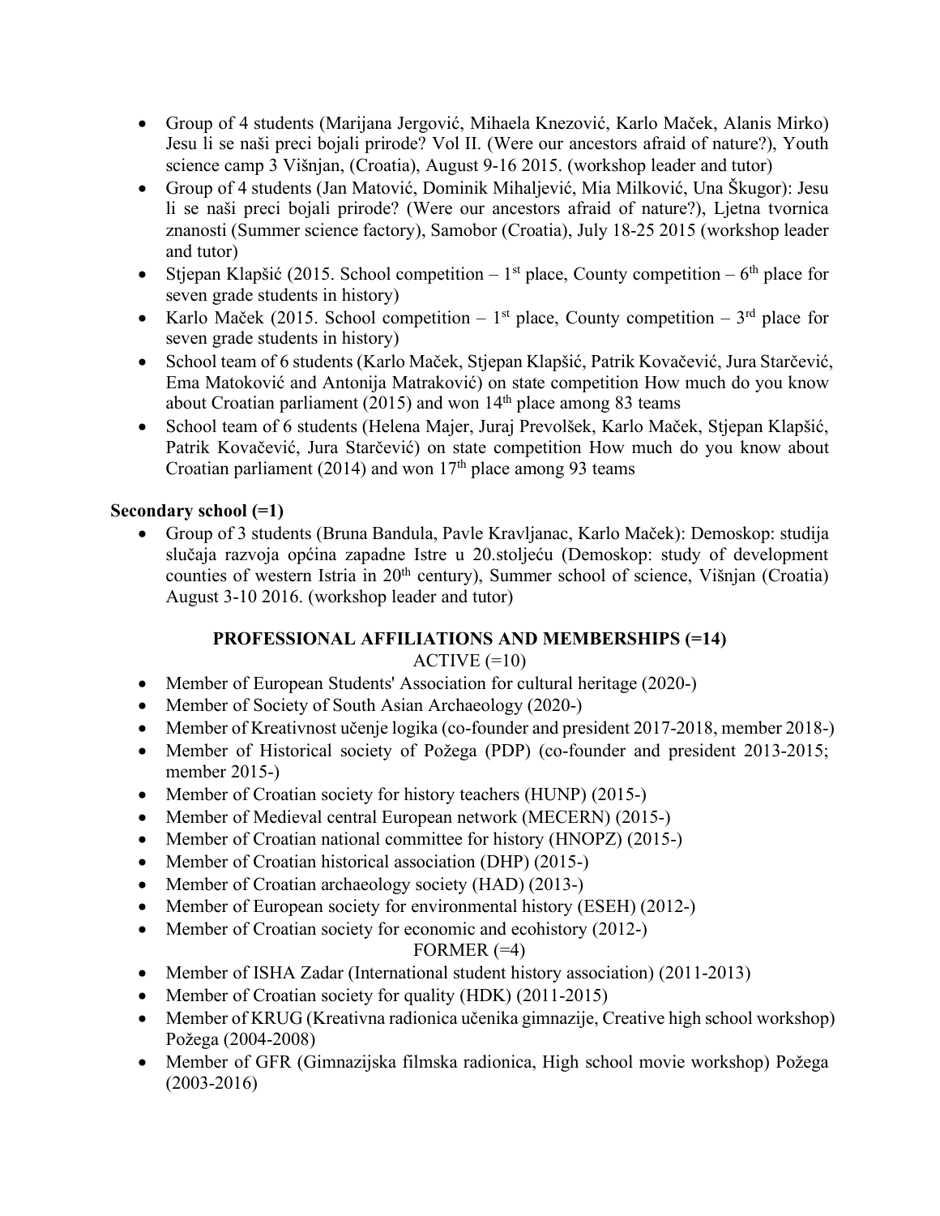- Group of 4 students (Marijana Jergović, Mihaela Knezović, Karlo Maček, Alanis Mirko) Jesu li se naši preci bojali prirode? Vol II. (Were our ancestors afraid of nature?), Youth science camp 3 Višnjan, (Croatia), August 9-16 2015. (workshop leader and tutor)
- Group of 4 students (Jan Matović, Dominik Mihaljević, Mia Milković, Una Škugor): Jesu li se naši preci bojali prirode? (Were our ancestors afraid of nature?), Ljetna tvornica znanosti (Summer science factory), Samobor (Croatia), July 18-25 2015 (workshop leader and tutor)
- Stjepan Klapšić (2015. School competition – 1st place, County competition – 6th place for seven grade students in history)
- Karlo Maček (2015. School competition – 1st place, County competition – 3rd place for seven grade students in history)
- School team of 6 students (Karlo Maček, Stjepan Klapšić, Patrik Kovačević, Jura Starčević, Ema Matoković and Antonija Matraković) on state competition How much do you know about Croatian parliament (2015) and won 14th place among 83 teams
- School team of 6 students (Helena Majer, Juraj Prevolšek, Karlo Maček, Stjepan Klapšić, Patrik Kovačević, Jura Starčević) on state competition How much do you know about Croatian parliament (2014) and won 17th place among 93 teams

**Secondary school (=1)**

- Group of 3 students (Bruna Bandula, Pavle Kravljanac, Karlo Maček): Demoskop: studija slučaja razvoja općina zapadne Istre u 20.stoljeću (Demoskop: study of development counties of western Istria in 20th century), Summer school of science, Višnjan (Croatia) August 3-10 2016. (workshop leader and tutor)

## PROFESSIONAL AFFILIATIONS AND MEMBERSHIPS (=14)

ACTIVE (=10)

- Member of European Students' Association for cultural heritage (2020-)
- Member of Society of South Asian Archaeology (2020-)
- Member of Kreativnost učenje logika (co-founder and president 2017-2018, member 2018-)
- Member of Historical society of Požega (PDP) (co-founder and president 2013-2015; member 2015-)
- Member of Croatian society for history teachers (HUNP) (2015-)
- Member of Medieval central European network (MECERN) (2015-)
- Member of Croatian national committee for history (HNOPZ) (2015-)
- Member of Croatian historical association (DHP) (2015-)
- Member of Croatian archaeology society (HAD) (2013-)
- Member of European society for environmental history (ESEH) (2012-)
- Member of Croatian society for economic and ecohistory (2012-)

FORMER (=4)

- Member of ISHA Zadar (International student history association) (2011-2013)
- Member of Croatian society for quality (HDK) (2011-2015)
- Member of KRUG (Kreativna radionica učenika gimnazije, Creative high school workshop) Požega (2004-2008)
- Member of GFR (Gimnazijska filmska radionica, High school movie workshop) Požega (2003-2016)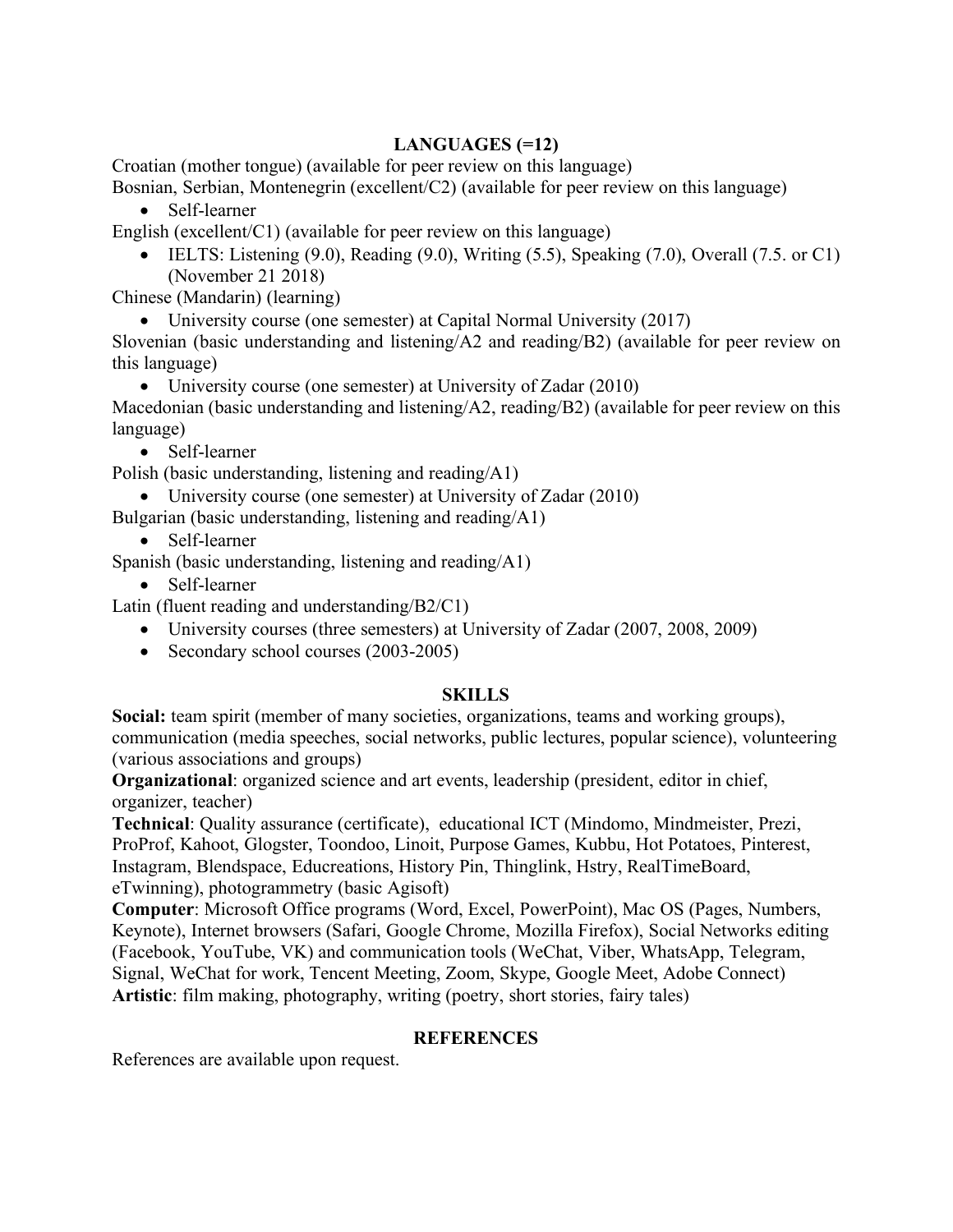## LANGUAGES (=12)

Croatian (mother tongue) (available for peer review on this language)

Bosnian, Serbian, Montenegrin (excellent/C2) (available for peer review on this language)

- Self-learner

English (excellent/C1) (available for peer review on this language)

- IELTS: Listening (9.0), Reading (9.0), Writing (5.5), Speaking (7.0), Overall (7.5. or C1) (November 21 2018)

Chinese (Mandarin) (learning)

- University course (one semester) at Capital Normal University (2017)

Slovenian (basic understanding and listening/A2 and reading/B2) (available for peer review on this language)

- University course (one semester) at University of Zadar (2010)

Macedonian (basic understanding and listening/A2, reading/B2) (available for peer review on this language)

- Self-learner

Polish (basic understanding, listening and reading/A1)

- University course (one semester) at University of Zadar (2010)

Bulgarian (basic understanding, listening and reading/A1)

- Self-learner

Spanish (basic understanding, listening and reading/A1)

- Self-learner

Latin (fluent reading and understanding/B2/C1)

- University courses (three semesters) at University of Zadar (2007, 2008, 2009)
- Secondary school courses (2003-2005)

## SKILLS

**Social:** team spirit (member of many societies, organizations, teams and working groups), communication (media speeches, social networks, public lectures, popular science), volunteering (various associations and groups)

**Organizational**: organized science and art events, leadership (president, editor in chief, organizer, teacher)

**Technical**: Quality assurance (certificate), educational ICT (Mindomo, Mindmeister, Prezi, ProProf, Kahoot, Glogster, Toondoo, Linoit, Purpose Games, Kubbu, Hot Potatoes, Pinterest, Instagram, Blendspace, Educreations, History Pin, Thinglink, Hstry, RealTimeBoard, eTwinning), photogrammetry (basic Agisoft)

**Computer**: Microsoft Office programs (Word, Excel, PowerPoint), Mac OS (Pages, Numbers, Keynote), Internet browsers (Safari, Google Chrome, Mozilla Firefox), Social Networks editing (Facebook, YouTube, VK) and communication tools (WeChat, Viber, WhatsApp, Telegram, Signal, WeChat for work, Tencent Meeting, Zoom, Skype, Google Meet, Adobe Connect)

**Artistic**: film making, photography, writing (poetry, short stories, fairy tales)

## REFERENCES

References are available upon request.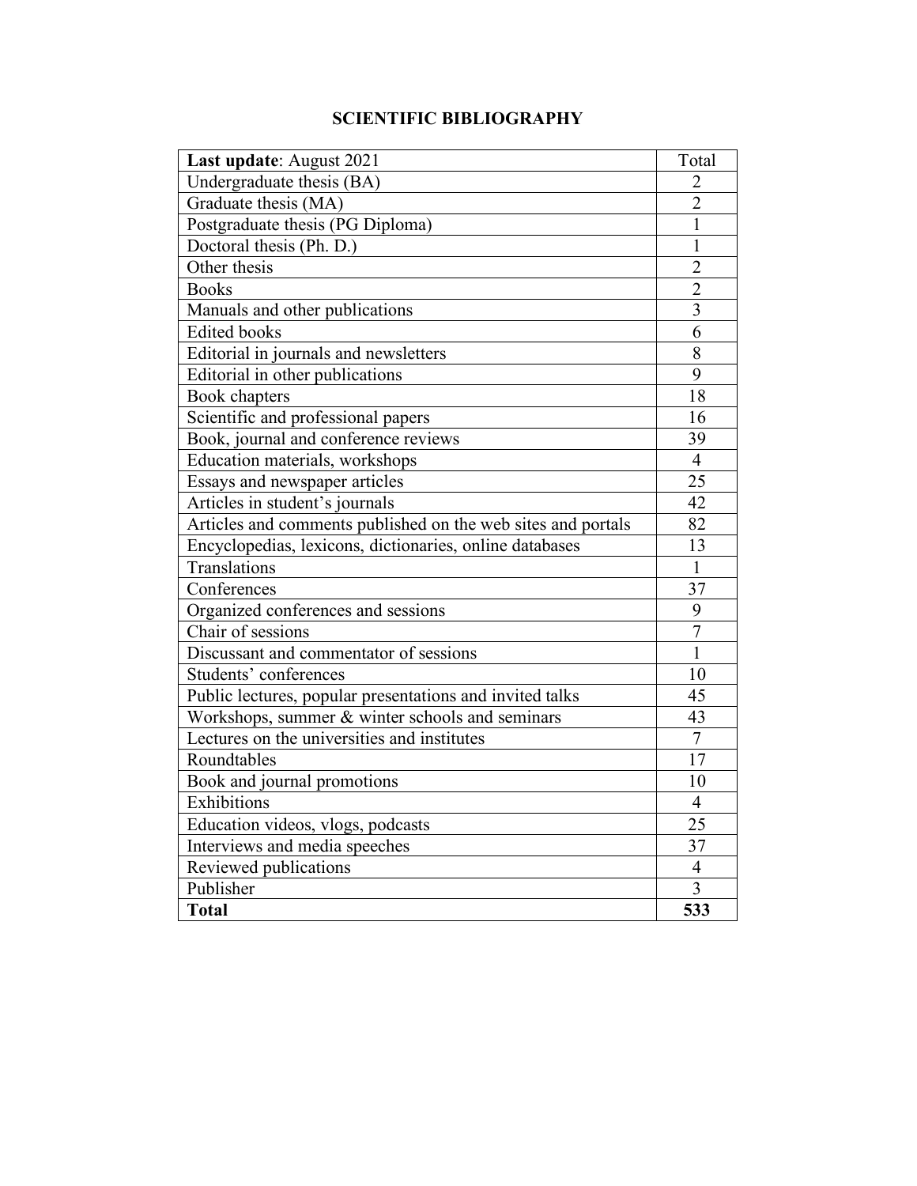# SCIENTIFIC BIBLIOGRAPHY

| **Last update**: August 2021 | Total |
|---|---|
| Undergraduate thesis (BA) | 2 |
| Graduate thesis (MA) | 2 |
| Postgraduate thesis (PG Diploma) | 1 |
| Doctoral thesis (Ph. D.) | 1 |
| Other thesis | 2 |
| Books | 2 |
| Manuals and other publications | 3 |
| Edited books | 6 |
| Editorial in journals and newsletters | 8 |
| Editorial in other publications | 9 |
| Book chapters | 18 |
| Scientific and professional papers | 16 |
| Book, journal and conference reviews | 39 |
| Education materials, workshops | 4 |
| Essays and newspaper articles | 25 |
| Articles in student's journals | 42 |
| Articles and comments published on the web sites and portals | 82 |
| Encyclopedias, lexicons, dictionaries, online databases | 13 |
| Translations | 1 |
| Conferences | 37 |
| Organized conferences and sessions | 9 |
| Chair of sessions | 7 |
| Discussant and commentator of sessions | 1 |
| Students' conferences | 10 |
| Public lectures, popular presentations and invited talks | 45 |
| Workshops, summer & winter schools and seminars | 43 |
| Lectures on the universities and institutes | 7 |
| Roundtables | 17 |
| Book and journal promotions | 10 |
| Exhibitions | 4 |
| Education videos, vlogs, podcasts | 25 |
| Interviews and media speeches | 37 |
| Reviewed publications | 4 |
| Publisher | 3 |
| **Total** | **533** |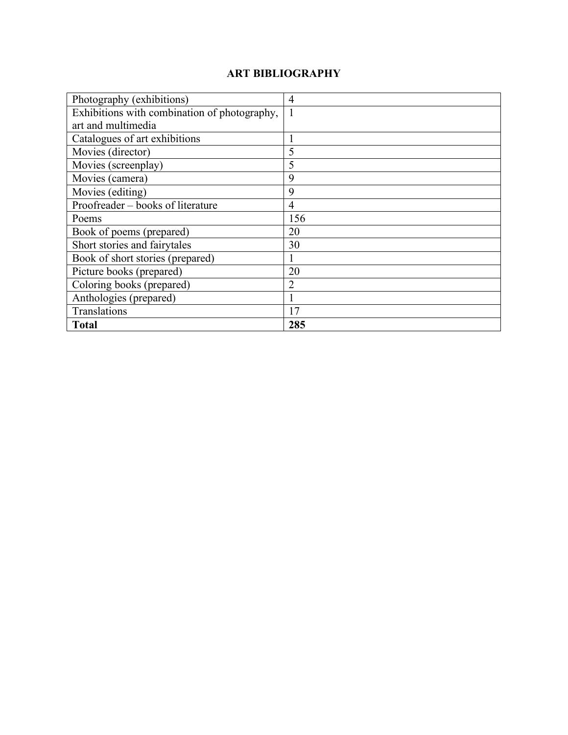## ART BIBLIOGRAPHY

| | |
|---|---|
| Photography (exhibitions) | 4 |
| Exhibitions with combination of photography, art and multimedia | 1 |
| Catalogues of art exhibitions | 1 |
| Movies (director) | 5 |
| Movies (screenplay) | 5 |
| Movies (camera) | 9 |
| Movies (editing) | 9 |
| Proofreader – books of literature | 4 |
| Poems | 156 |
| Book of poems (prepared) | 20 |
| Short stories and fairytales | 30 |
| Book of short stories (prepared) | 1 |
| Picture books (prepared) | 20 |
| Coloring books (prepared) | 2 |
| Anthologies (prepared) | 1 |
| Translations | 17 |
| **Total** | **285** |